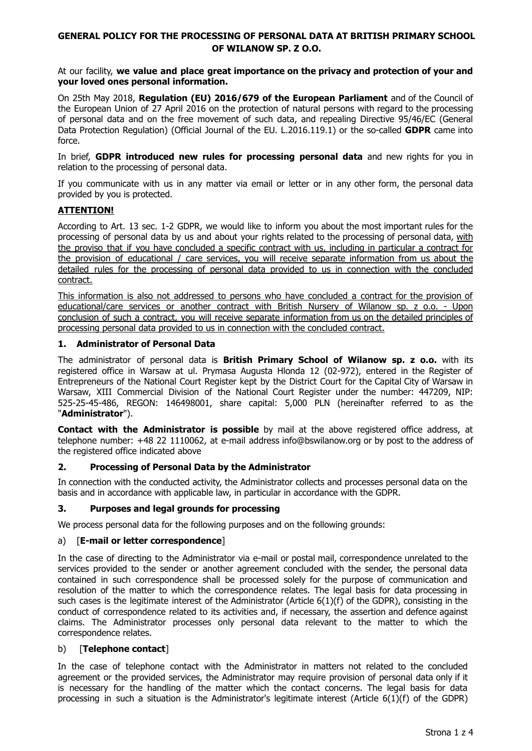# GENERAL POLICY FOR THE PROCESSING OF PERSONAL DATA AT BRITISH PRIMARY SCHOOL OF WILANOW SP. Z O.O.

At our facility, **we value and place great importance on the privacy and protection of your and your loved ones personal information.**

On 25th May 2018, **Regulation (EU) 2016/679 of the European Parliament** and of the Council of the European Union of 27 April 2016 on the protection of natural persons with regard to the processing of personal data and on the free movement of such data, and repealing Directive 95/46/EC (General Data Protection Regulation) (Official Journal of the EU. L.2016.119.1) or the so-called **GDPR** came into force.

In brief, **GDPR introduced new rules for processing personal data** and new rights for you in relation to the processing of personal data.

If you communicate with us in any matter via email or letter or in any other form, the personal data provided by you is protected.

**ATTENTION!**

According to Art. 13 sec. 1-2 GDPR, we would like to inform you about the most important rules for the processing of personal data by us and about your rights related to the processing of personal data, with the proviso that if you have concluded a specific contract with us, including in particular a contract for the provision of educational / care services, you will receive separate information from us about the detailed rules for the processing of personal data provided to us in connection with the concluded contract.

This information is also not addressed to persons who have concluded a contract for the provision of educational/care services or another contract with British Nursery of Wilanow sp. z o.o. - Upon conclusion of such a contract, you will receive separate information from us on the detailed principles of processing personal data provided to us in connection with the concluded contract.

## 1. Administrator of Personal Data

The administrator of personal data is **British Primary School of Wilanow sp. z o.o.** with its registered office in Warsaw at ul. Prymasa Augusta Hlonda 12 (02-972), entered in the Register of Entrepreneurs of the National Court Register kept by the District Court for the Capital City of Warsaw in Warsaw, XIII Commercial Division of the National Court Register under the number: 447209, NIP: 525-25-45-486, REGON: 146498001, share capital: 5,000 PLN (hereinafter referred to as the "**Administrator**").

**Contact with the Administrator is possible** by mail at the above registered office address, at telephone number: +48 22 1110062, at e-mail address info@bswilanow.org or by post to the address of the registered office indicated above

## 2. Processing of Personal Data by the Administrator

In connection with the conducted activity, the Administrator collects and processes personal data on the basis and in accordance with applicable law, in particular in accordance with the GDPR.

## 3. Purposes and legal grounds for processing

We process personal data for the following purposes and on the following grounds:

a) [**E-mail or letter correspondence**]

In the case of directing to the Administrator via e-mail or postal mail, correspondence unrelated to the services provided to the sender or another agreement concluded with the sender, the personal data contained in such correspondence shall be processed solely for the purpose of communication and resolution of the matter to which the correspondence relates. The legal basis for data processing in such cases is the legitimate interest of the Administrator (Article 6(1)(f) of the GDPR), consisting in the conduct of correspondence related to its activities and, if necessary, the assertion and defence against claims. The Administrator processes only personal data relevant to the matter to which the correspondence relates.

b) [**Telephone contact**]

In the case of telephone contact with the Administrator in matters not related to the concluded agreement or the provided services, the Administrator may require provision of personal data only if it is necessary for the handling of the matter which the contact concerns. The legal basis for data processing in such a situation is the Administrator's legitimate interest (Article 6(1)(f) of the GDPR)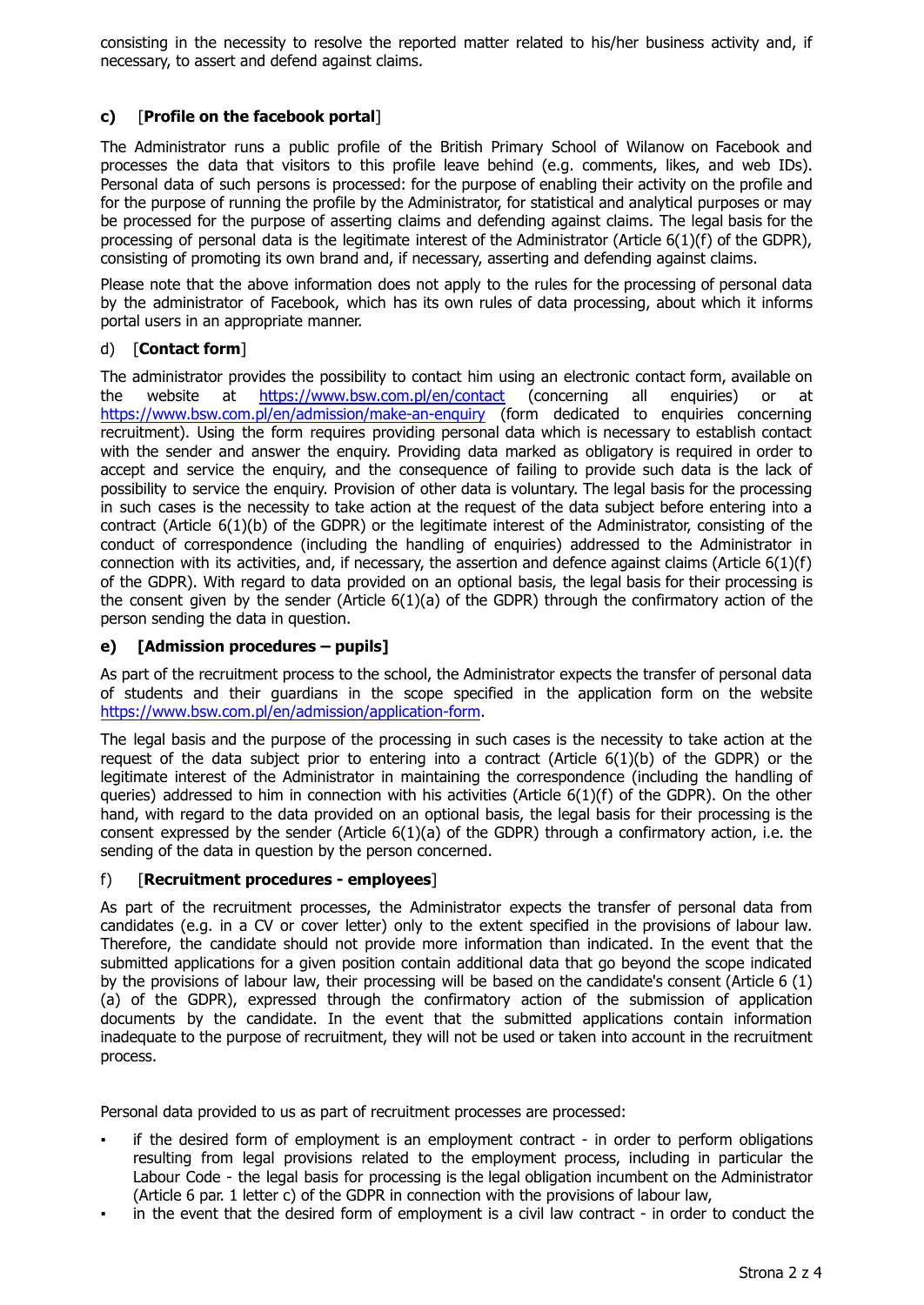consisting in the necessity to resolve the reported matter related to his/her business activity and, if necessary, to assert and defend against claims.

### c) [**Profile on the facebook portal**]

The Administrator runs a public profile of the British Primary School of Wilanow on Facebook and processes the data that visitors to this profile leave behind (e.g. comments, likes, and web IDs). Personal data of such persons is processed: for the purpose of enabling their activity on the profile and for the purpose of running the profile by the Administrator, for statistical and analytical purposes or may be processed for the purpose of asserting claims and defending against claims. The legal basis for the processing of personal data is the legitimate interest of the Administrator (Article 6(1)(f) of the GDPR), consisting of promoting its own brand and, if necessary, asserting and defending against claims.

Please note that the above information does not apply to the rules for the processing of personal data by the administrator of Facebook, which has its own rules of data processing, about which it informs portal users in an appropriate manner.

### d) [**Contact form**]

The administrator provides the possibility to contact him using an electronic contact form, available on the website at https://www.bsw.com.pl/en/contact (concerning all enquiries) or at https://www.bsw.com.pl/en/admission/make-an-enquiry (form dedicated to enquiries concerning recruitment). Using the form requires providing personal data which is necessary to establish contact with the sender and answer the enquiry. Providing data marked as obligatory is required in order to accept and service the enquiry, and the consequence of failing to provide such data is the lack of possibility to service the enquiry. Provision of other data is voluntary. The legal basis for the processing in such cases is the necessity to take action at the request of the data subject before entering into a contract (Article 6(1)(b) of the GDPR) or the legitimate interest of the Administrator, consisting of the conduct of correspondence (including the handling of enquiries) addressed to the Administrator in connection with its activities, and, if necessary, the assertion and defence against claims (Article 6(1)(f) of the GDPR). With regard to data provided on an optional basis, the legal basis for their processing is the consent given by the sender (Article 6(1)(a) of the GDPR) through the confirmatory action of the person sending the data in question.

### e) [Admission procedures – pupils]

As part of the recruitment process to the school, the Administrator expects the transfer of personal data of students and their guardians in the scope specified in the application form on the website https://www.bsw.com.pl/en/admission/application-form.

The legal basis and the purpose of the processing in such cases is the necessity to take action at the request of the data subject prior to entering into a contract (Article 6(1)(b) of the GDPR) or the legitimate interest of the Administrator in maintaining the correspondence (including the handling of queries) addressed to him in connection with his activities (Article 6(1)(f) of the GDPR). On the other hand, with regard to the data provided on an optional basis, the legal basis for their processing is the consent expressed by the sender (Article 6(1)(a) of the GDPR) through a confirmatory action, i.e. the sending of the data in question by the person concerned.

### f) [**Recruitment procedures - employees**]

As part of the recruitment processes, the Administrator expects the transfer of personal data from candidates (e.g. in a CV or cover letter) only to the extent specified in the provisions of labour law. Therefore, the candidate should not provide more information than indicated. In the event that the submitted applications for a given position contain additional data that go beyond the scope indicated by the provisions of labour law, their processing will be based on the candidate's consent (Article 6 (1) (a) of the GDPR), expressed through the confirmatory action of the submission of application documents by the candidate. In the event that the submitted applications contain information inadequate to the purpose of recruitment, they will not be used or taken into account in the recruitment process.

Personal data provided to us as part of recruitment processes are processed:

- if the desired form of employment is an employment contract - in order to perform obligations resulting from legal provisions related to the employment process, including in particular the Labour Code - the legal basis for processing is the legal obligation incumbent on the Administrator (Article 6 par. 1 letter c) of the GDPR in connection with the provisions of labour law,
- in the event that the desired form of employment is a civil law contract - in order to conduct the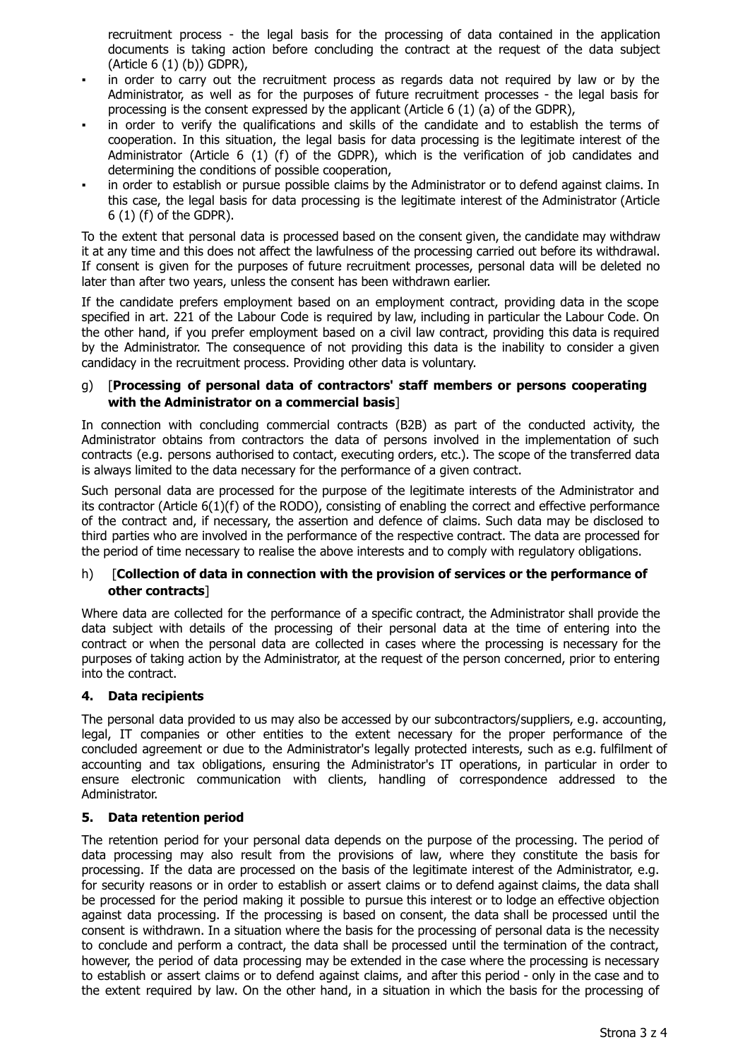recruitment process - the legal basis for the processing of data contained in the application documents is taking action before concluding the contract at the request of the data subject (Article 6 (1) (b)) GDPR),

- in order to carry out the recruitment process as regards data not required by law or by the Administrator, as well as for the purposes of future recruitment processes - the legal basis for processing is the consent expressed by the applicant (Article 6 (1) (a) of the GDPR),
- in order to verify the qualifications and skills of the candidate and to establish the terms of cooperation. In this situation, the legal basis for data processing is the legitimate interest of the Administrator (Article 6 (1) (f) of the GDPR), which is the verification of job candidates and determining the conditions of possible cooperation,
- in order to establish or pursue possible claims by the Administrator or to defend against claims. In this case, the legal basis for data processing is the legitimate interest of the Administrator (Article 6 (1) (f) of the GDPR).

To the extent that personal data is processed based on the consent given, the candidate may withdraw it at any time and this does not affect the lawfulness of the processing carried out before its withdrawal. If consent is given for the purposes of future recruitment processes, personal data will be deleted no later than after two years, unless the consent has been withdrawn earlier.

If the candidate prefers employment based on an employment contract, providing data in the scope specified in art. 221 of the Labour Code is required by law, including in particular the Labour Code. On the other hand, if you prefer employment based on a civil law contract, providing this data is required by the Administrator. The consequence of not providing this data is the inability to consider a given candidacy in the recruitment process. Providing other data is voluntary.

g) [**Processing of personal data of contractors' staff members or persons cooperating with the Administrator on a commercial basis**]

In connection with concluding commercial contracts (B2B) as part of the conducted activity, the Administrator obtains from contractors the data of persons involved in the implementation of such contracts (e.g. persons authorised to contact, executing orders, etc.). The scope of the transferred data is always limited to the data necessary for the performance of a given contract.

Such personal data are processed for the purpose of the legitimate interests of the Administrator and its contractor (Article 6(1)(f) of the RODO), consisting of enabling the correct and effective performance of the contract and, if necessary, the assertion and defence of claims. Such data may be disclosed to third parties who are involved in the performance of the respective contract. The data are processed for the period of time necessary to realise the above interests and to comply with regulatory obligations.

h) [**Collection of data in connection with the provision of services or the performance of other contracts**]

Where data are collected for the performance of a specific contract, the Administrator shall provide the data subject with details of the processing of their personal data at the time of entering into the contract or when the personal data are collected in cases where the processing is necessary for the purposes of taking action by the Administrator, at the request of the person concerned, prior to entering into the contract.

## 4. Data recipients

The personal data provided to us may also be accessed by our subcontractors/suppliers, e.g. accounting, legal, IT companies or other entities to the extent necessary for the proper performance of the concluded agreement or due to the Administrator's legally protected interests, such as e.g. fulfilment of accounting and tax obligations, ensuring the Administrator's IT operations, in particular in order to ensure electronic communication with clients, handling of correspondence addressed to the Administrator.

## 5. Data retention period

The retention period for your personal data depends on the purpose of the processing. The period of data processing may also result from the provisions of law, where they constitute the basis for processing. If the data are processed on the basis of the legitimate interest of the Administrator, e.g. for security reasons or in order to establish or assert claims or to defend against claims, the data shall be processed for the period making it possible to pursue this interest or to lodge an effective objection against data processing. If the processing is based on consent, the data shall be processed until the consent is withdrawn. In a situation where the basis for the processing of personal data is the necessity to conclude and perform a contract, the data shall be processed until the termination of the contract, however, the period of data processing may be extended in the case where the processing is necessary to establish or assert claims or to defend against claims, and after this period - only in the case and to the extent required by law. On the other hand, in a situation in which the basis for the processing of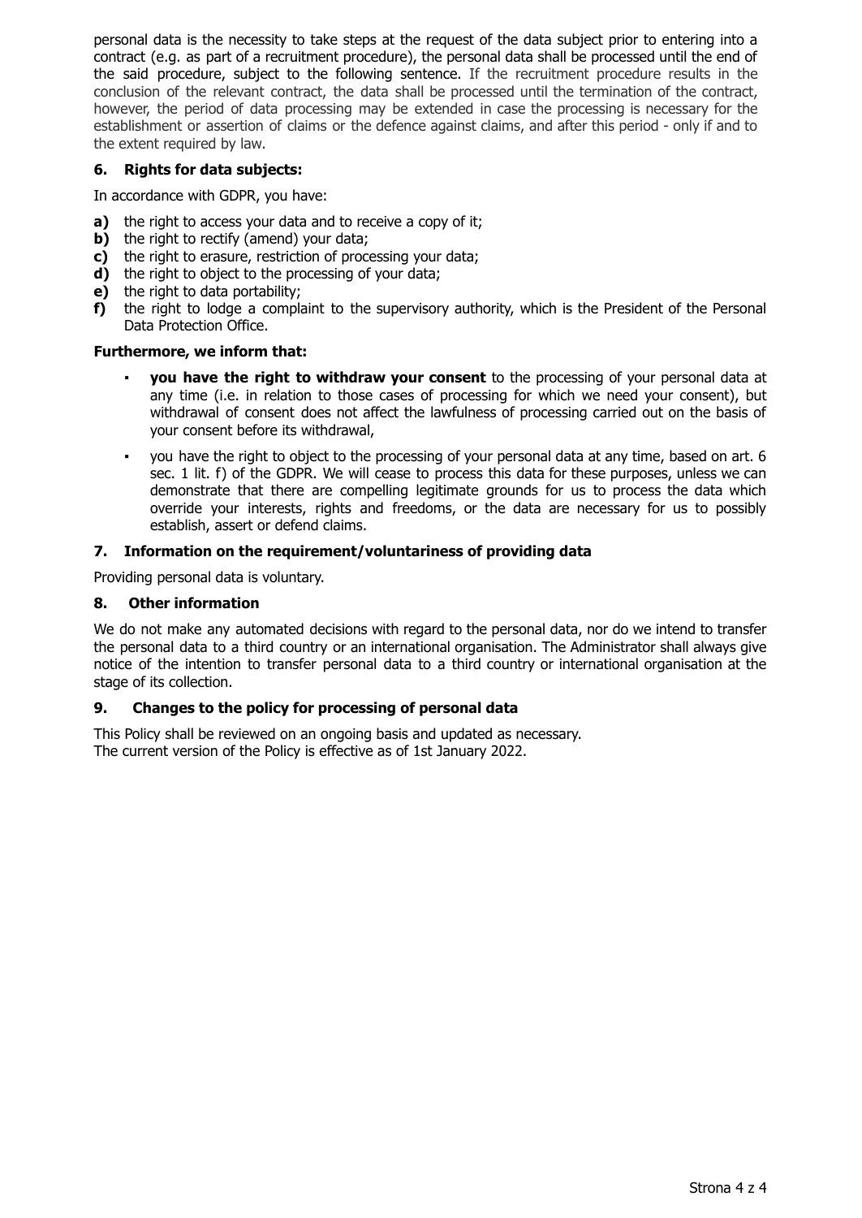personal data is the necessity to take steps at the request of the data subject prior to entering into a contract (e.g. as part of a recruitment procedure), the personal data shall be processed until the end of the said procedure, subject to the following sentence. If the recruitment procedure results in the conclusion of the relevant contract, the data shall be processed until the termination of the contract, however, the period of data processing may be extended in case the processing is necessary for the establishment or assertion of claims or the defence against claims, and after this period - only if and to the extent required by law.

### 6. Rights for data subjects:

In accordance with GDPR, you have:

**a)** the right to access your data and to receive a copy of it;
**b)** the right to rectify (amend) your data;
**c)** the right to erasure, restriction of processing your data;
**d)** the right to object to the processing of your data;
**e)** the right to data portability;
**f)** the right to lodge a complaint to the supervisory authority, which is the President of the Personal Data Protection Office.

**Furthermore, we inform that:**

- **you have the right to withdraw your consent** to the processing of your personal data at any time (i.e. in relation to those cases of processing for which we need your consent), but withdrawal of consent does not affect the lawfulness of processing carried out on the basis of your consent before its withdrawal,
- you have the right to object to the processing of your personal data at any time, based on art. 6 sec. 1 lit. f) of the GDPR. We will cease to process this data for these purposes, unless we can demonstrate that there are compelling legitimate grounds for us to process the data which override your interests, rights and freedoms, or the data are necessary for us to possibly establish, assert or defend claims.

### 7. Information on the requirement/voluntariness of providing data

Providing personal data is voluntary.

### 8. Other information

We do not make any automated decisions with regard to the personal data, nor do we intend to transfer the personal data to a third country or an international organisation. The Administrator shall always give notice of the intention to transfer personal data to a third country or international organisation at the stage of its collection.

### 9. Changes to the policy for processing of personal data

This Policy shall be reviewed on an ongoing basis and updated as necessary.
The current version of the Policy is effective as of 1st January 2022.